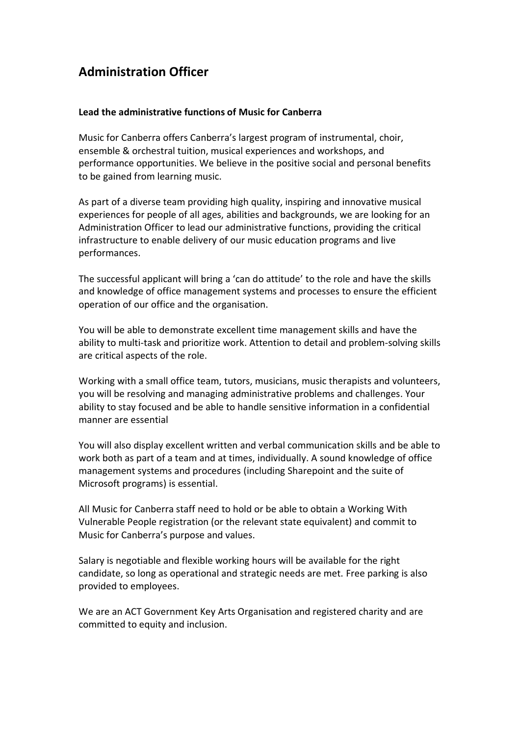# Administration Officer

**Lead the administrative functions of Music for Canberra**

Music for Canberra offers Canberra's largest program of instrumental, choir, ensemble & orchestral tuition, musical experiences and workshops, and performance opportunities. We believe in the positive social and personal benefits to be gained from learning music.

As part of a diverse team providing high quality, inspiring and innovative musical experiences for people of all ages, abilities and backgrounds, we are looking for an Administration Officer to lead our administrative functions, providing the critical infrastructure to enable delivery of our music education programs and live performances.

The successful applicant will bring a 'can do attitude' to the role and have the skills and knowledge of office management systems and processes to ensure the efficient operation of our office and the organisation.

You will be able to demonstrate excellent time management skills and have the ability to multi-task and prioritize work. Attention to detail and problem-solving skills are critical aspects of the role.

Working with a small office team, tutors, musicians, music therapists and volunteers, you will be resolving and managing administrative problems and challenges. Your ability to stay focused and be able to handle sensitive information in a confidential manner are essential

You will also display excellent written and verbal communication skills and be able to work both as part of a team and at times, individually. A sound knowledge of office management systems and procedures (including Sharepoint and the suite of Microsoft programs) is essential.

All Music for Canberra staff need to hold or be able to obtain a Working With Vulnerable People registration (or the relevant state equivalent) and commit to Music for Canberra's purpose and values.

Salary is negotiable and flexible working hours will be available for the right candidate, so long as operational and strategic needs are met. Free parking is also provided to employees.

We are an ACT Government Key Arts Organisation and registered charity and are committed to equity and inclusion.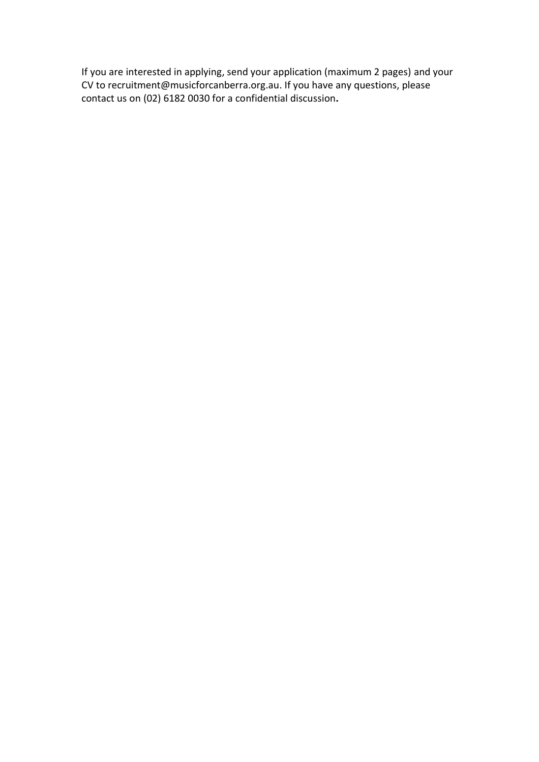If you are interested in applying, send your application (maximum 2 pages) and your CV to recruitment@musicforcanberra.org.au. If you have any questions, please contact us on (02) 6182 0030 for a confidential discussion**.**